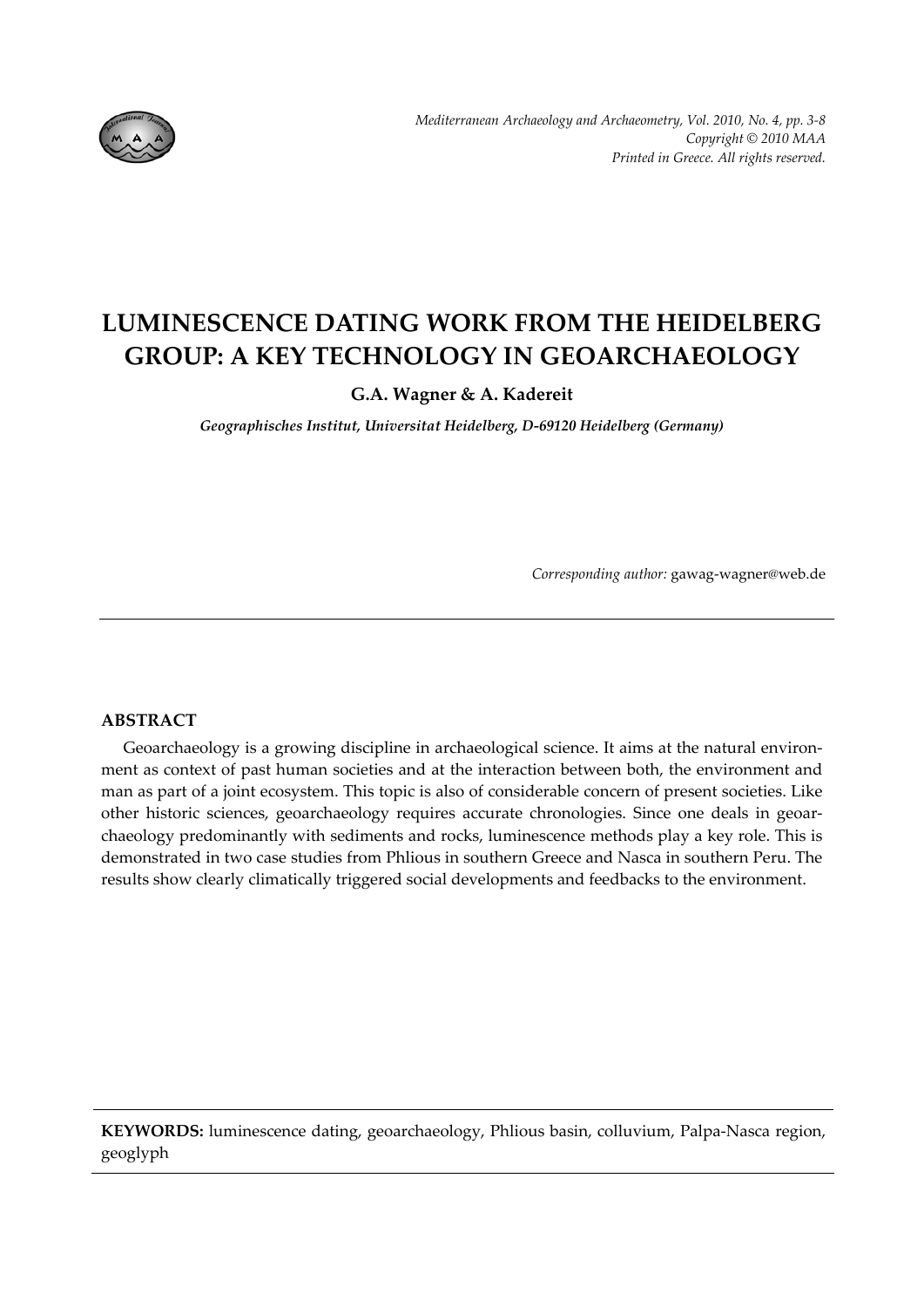# LUMINESCENCE DATING WORK FROM THE HEIDELBERG GROUP: A KEY TECHNOLOGY IN GEOARCHAEOLOGY

**G.A. Wagner & A. Kadereit**

***Geographisches Institut, Universitat Heidelberg, D-69120 Heidelberg (Germany)***

*Corresponding author:* gawag-wagner@web.de

## ABSTRACT

Geoarchaeology is a growing discipline in archaeological science. It aims at the natural environment as context of past human societies and at the interaction between both, the environment and man as part of a joint ecosystem. This topic is also of considerable concern of present societies. Like other historic sciences, geoarchaeology requires accurate chronologies. Since one deals in geoarchaeology predominantly with sediments and rocks, luminescence methods play a key role. This is demonstrated in two case studies from Phlious in southern Greece and Nasca in southern Peru. The results show clearly climatically triggered social developments and feedbacks to the environment.

**KEYWORDS:** luminescence dating, geoarchaeology, Phlious basin, colluvium, Palpa-Nasca region, geoglyph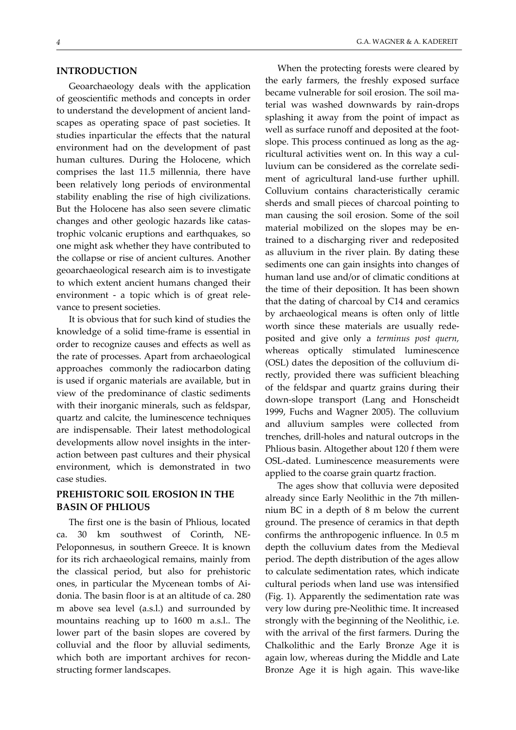## INTRODUCTION

Geoarchaeology deals with the application of geoscientific methods and concepts in order to understand the development of ancient landscapes as operating space of past societies. It studies inparticular the effects that the natural environment had on the development of past human cultures. During the Holocene, which comprises the last 11.5 millennia, there have been relatively long periods of environmental stability enabling the rise of high civilizations. But the Holocene has also seen severe climatic changes and other geologic hazards like catastrophic volcanic eruptions and earthquakes, so one might ask whether they have contributed to the collapse or rise of ancient cultures. Another geoarchaeological research aim is to investigate to which extent ancient humans changed their environment - a topic which is of great relevance to present societies.

It is obvious that for such kind of studies the knowledge of a solid time-frame is essential in order to recognize causes and effects as well as the rate of processes. Apart from archaeological approaches commonly the radiocarbon dating is used if organic materials are available, but in view of the predominance of clastic sediments with their inorganic minerals, such as feldspar, quartz and calcite, the luminescence techniques are indispensable. Their latest methodological developments allow novel insights in the interaction between past cultures and their physical environment, which is demonstrated in two case studies.

## PREHISTORIC SOIL EROSION IN THE BASIN OF PHLIOUS

The first one is the basin of Phlious, located ca. 30 km southwest of Corinth, NE-Peloponnesus, in southern Greece. It is known for its rich archaeological remains, mainly from the classical period, but also for prehistoric ones, in particular the Mycenean tombs of Aidonia. The basin floor is at an altitude of ca. 280 m above sea level (a.s.l.) and surrounded by mountains reaching up to 1600 m a.s.l.. The lower part of the basin slopes are covered by colluvial and the floor by alluvial sediments, which both are important archives for reconstructing former landscapes.

When the protecting forests were cleared by the early farmers, the freshly exposed surface became vulnerable for soil erosion. The soil material was washed downwards by rain-drops splashing it away from the point of impact as well as surface runoff and deposited at the footslope. This process continued as long as the agricultural activities went on. In this way a culluvium can be considered as the correlate sediment of agricultural land-use further uphill. Colluvium contains characteristically ceramic sherds and small pieces of charcoal pointing to man causing the soil erosion. Some of the soil material mobilized on the slopes may be entrained to a discharging river and redeposited as alluvium in the river plain. By dating these sediments one can gain insights into changes of human land use and/or of climatic conditions at the time of their deposition. It has been shown that the dating of charcoal by C14 and ceramics by archaeological means is often only of little worth since these materials are usually redeposited and give only a *terminus post quern,* whereas optically stimulated luminescence (OSL) dates the deposition of the colluvium directly, provided there was sufficient bleaching of the feldspar and quartz grains during their down-slope transport (Lang and Honscheidt 1999, Fuchs and Wagner 2005). The colluvium and alluvium samples were collected from trenches, drill-holes and natural outcrops in the Phlious basin. Altogether about 120 f them were OSL-dated. Luminescence measurements were applied to the coarse grain quartz fraction.

The ages show that colluvia were deposited already since Early Neolithic in the 7th millennium BC in a depth of 8 m below the current ground. The presence of ceramics in that depth confirms the anthropogenic influence. In 0.5 m depth the colluvium dates from the Medieval period. The depth distribution of the ages allow to calculate sedimentation rates, which indicate cultural periods when land use was intensified (Fig. 1). Apparently the sedimentation rate was very low during pre-Neolithic time. It increased strongly with the beginning of the Neolithic, i.e. with the arrival of the first farmers. During the Chalkolithic and the Early Bronze Age it is again low, whereas during the Middle and Late Bronze Age it is high again. This wave-like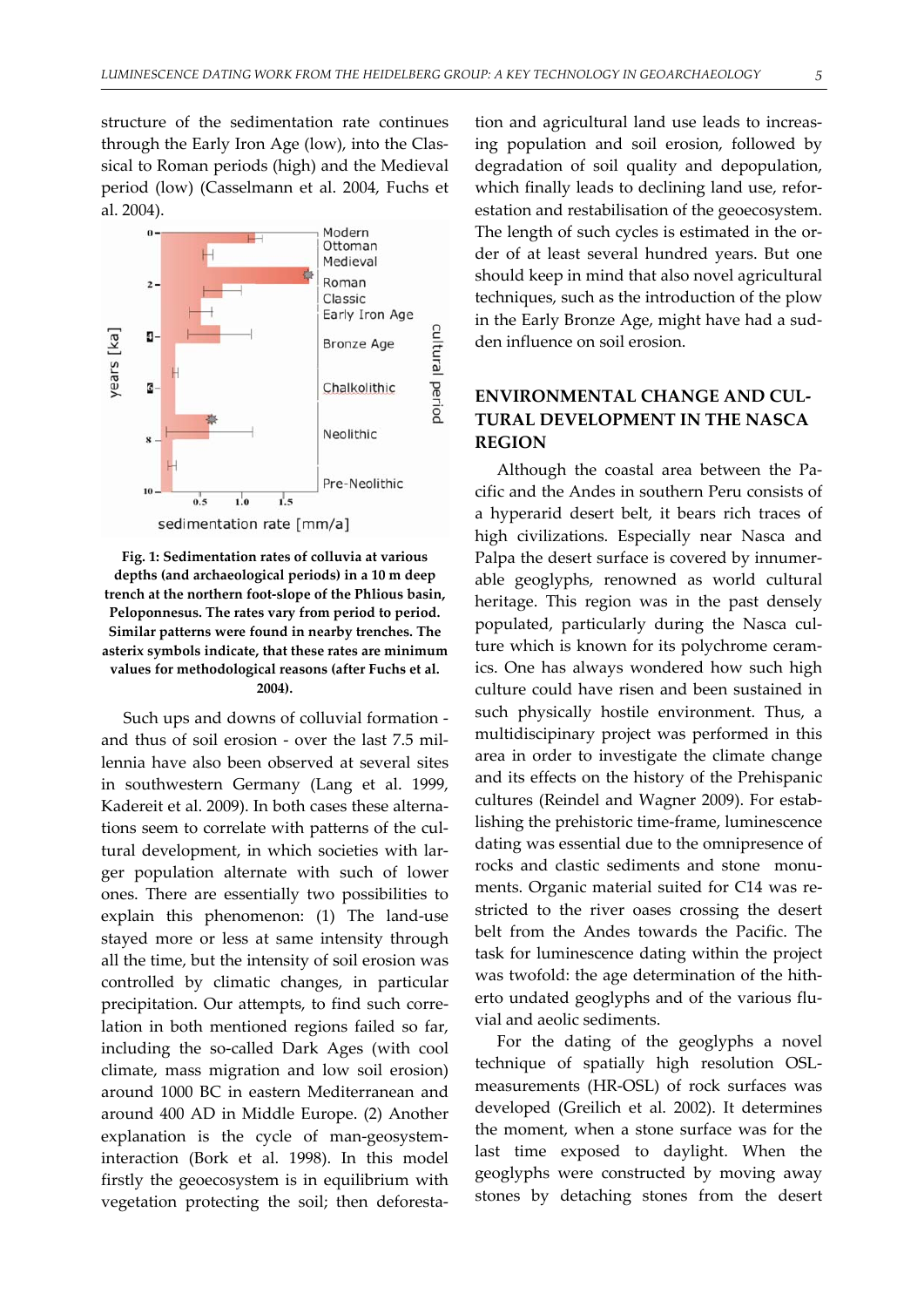structure of the sedimentation rate continues through the Early Iron Age (low), into the Classical to Roman periods (high) and the Medieval period (low) (Casselmann et al. 2004, Fuchs et al. 2004).

**Fig. 1: Sedimentation rates of colluvia at various depths (and archaeological periods) in a 10 m deep trench at the northern foot-slope of the Phlious basin, Peloponnesus. The rates vary from period to period. Similar patterns were found in nearby trenches. The asterix symbols indicate, that these rates are minimum values for methodological reasons (after Fuchs et al. 2004).**

Such ups and downs of colluvial formation - and thus of soil erosion - over the last 7.5 millennia have also been observed at several sites in southwestern Germany (Lang et al. 1999, Kadereit et al. 2009). In both cases these alternations seem to correlate with patterns of the cultural development, in which societies with larger population alternate with such of lower ones. There are essentially two possibilities to explain this phenomenon: (1) The land-use stayed more or less at same intensity through all the time, but the intensity of soil erosion was controlled by climatic changes, in particular precipitation. Our attempts, to find such correlation in both mentioned regions failed so far, including the so-called Dark Ages (with cool climate, mass migration and low soil erosion) around 1000 BC in eastern Mediterranean and around 400 AD in Middle Europe. (2) Another explanation is the cycle of man-geosystem-interaction (Bork et al. 1998). In this model firstly the geoecosystem is in equilibrium with vegetation protecting the soil; then deforestation and agricultural land use leads to increasing population and soil erosion, followed by degradation of soil quality and depopulation, which finally leads to declining land use, reforestation and restabilisation of the geoecosystem. The length of such cycles is estimated in the order of at least several hundred years. But one should keep in mind that also novel agricultural techniques, such as the introduction of the plow in the Early Bronze Age, might have had a sudden influence on soil erosion.

## ENVIRONMENTAL CHANGE AND CULTURAL DEVELOPMENT IN THE NASCA REGION

Although the coastal area between the Pacific and the Andes in southern Peru consists of a hyperarid desert belt, it bears rich traces of high civilizations. Especially near Nasca and Palpa the desert surface is covered by innumerable geoglyphs, renowned as world cultural heritage. This region was in the past densely populated, particularly during the Nasca culture which is known for its polychrome ceramics. One has always wondered how such high culture could have risen and been sustained in such physically hostile environment. Thus, a multidiscipinary project was performed in this area in order to investigate the climate change and its effects on the history of the Prehispanic cultures (Reindel and Wagner 2009). For establishing the prehistoric time-frame, luminescence dating was essential due to the omnipresence of rocks and clastic sediments and stone monuments. Organic material suited for C14 was restricted to the river oases crossing the desert belt from the Andes towards the Pacific. The task for luminescence dating within the project was twofold: the age determination of the hitherto undated geoglyphs and of the various fluvial and aeolic sediments.

For the dating of the geoglyphs a novel technique of spatially high resolution OSL-measurements (HR-OSL) of rock surfaces was developed (Greilich et al. 2002). It determines the moment, when a stone surface was for the last time exposed to daylight. When the geoglyphs were constructed by moving away stones by detaching stones from the desert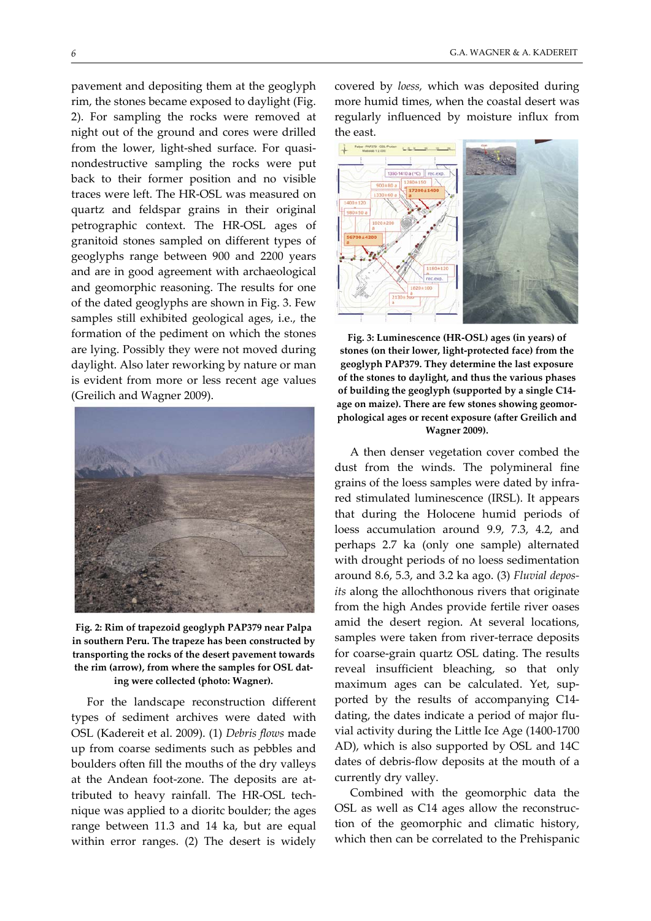pavement and depositing them at the geoglyph rim, the stones became exposed to daylight (Fig. 2). For sampling the rocks were removed at night out of the ground and cores were drilled from the lower, light-shed surface. For quasi-nondestructive sampling the rocks were put back to their former position and no visible traces were left. The HR-OSL was measured on quartz and feldspar grains in their original petrographic context. The HR-OSL ages of granitoid stones sampled on different types of geoglyphs range between 900 and 2200 years and are in good agreement with archaeological and geomorphic reasoning. The results for one of the dated geoglyphs are shown in Fig. 3. Few samples still exhibited geological ages, i.e., the formation of the pediment on which the stones are lying. Possibly they were not moved during daylight. Also later reworking by nature or man is evident from more or less recent age values (Greilich and Wagner 2009).

**Fig. 2: Rim of trapezoid geoglyph PAP379 near Palpa in southern Peru. The trapeze has been constructed by transporting the rocks of the desert pavement towards the rim (arrow), from where the samples for OSL dating were collected (photo: Wagner).**

For the landscape reconstruction different types of sediment archives were dated with OSL (Kadereit et al. 2009). (1) *Debris flows* made up from coarse sediments such as pebbles and boulders often fill the mouths of the dry valleys at the Andean foot-zone. The deposits are attributed to heavy rainfall. The HR-OSL technique was applied to a dioritc boulder; the ages range between 11.3 and 14 ka, but are equal within error ranges. (2) The desert is widely covered by *loess*, which was deposited during more humid times, when the coastal desert was regularly influenced by moisture influx from the east.

**Fig. 3: Luminescence (HR-OSL) ages (in years) of stones (on their lower, light-protected face) from the geoglyph PAP379. They determine the last exposure of the stones to daylight, and thus the various phases of building the geoglyph (supported by a single C14-age on maize). There are few stones showing geomorphological ages or recent exposure (after Greilich and Wagner 2009).**

A then denser vegetation cover combed the dust from the winds. The polymineral fine grains of the loess samples were dated by infrared stimulated luminescence (IRSL). It appears that during the Holocene humid periods of loess accumulation around 9.9, 7.3, 4.2, and perhaps 2.7 ka (only one sample) alternated with drought periods of no loess sedimentation around 8.6, 5.3, and 3.2 ka ago. (3) *Fluvial deposits* along the allochthonous rivers that originate from the high Andes provide fertile river oases amid the desert region. At several locations, samples were taken from river-terrace deposits for coarse-grain quartz OSL dating. The results reveal insufficient bleaching, so that only maximum ages can be calculated. Yet, supported by the results of accompanying C14-dating, the dates indicate a period of major fluvial activity during the Little Ice Age (1400-1700 AD), which is also supported by OSL and 14C dates of debris-flow deposits at the mouth of a currently dry valley.

Combined with the geomorphic data the OSL as well as C14 ages allow the reconstruction of the geomorphic and climatic history, which then can be correlated to the Prehispanic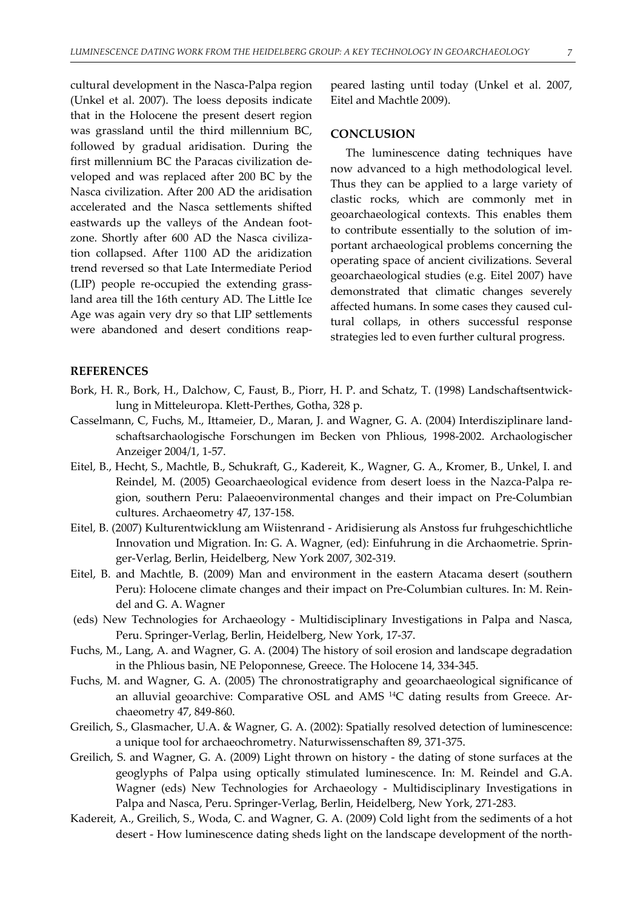cultural development in the Nasca-Palpa region (Unkel et al. 2007). The loess deposits indicate that in the Holocene the present desert region was grassland until the third millennium BC, followed by gradual aridisation. During the first millennium BC the Paracas civilization developed and was replaced after 200 BC by the Nasca civilization. After 200 AD the aridisation accelerated and the Nasca settlements shifted eastwards up the valleys of the Andean footzone. Shortly after 600 AD the Nasca civilization collapsed. After 1100 AD the aridization trend reversed so that Late Intermediate Period (LIP) people re-occupied the extending grassland area till the 16th century AD. The Little Ice Age was again very dry so that LIP settlements were abandoned and desert conditions reappeared lasting until today (Unkel et al. 2007, Eitel and Machtle 2009).

## CONCLUSION

The luminescence dating techniques have now advanced to a high methodological level. Thus they can be applied to a large variety of clastic rocks, which are commonly met in geoarchaeological contexts. This enables them to contribute essentially to the solution of important archaeological problems concerning the operating space of ancient civilizations. Several geoarchaeological studies (e.g. Eitel 2007) have demonstrated that climatic changes severely affected humans. In some cases they caused cultural collaps, in others successful response strategies led to even further cultural progress.

## REFERENCES

Bork, H. R., Bork, H., Dalchow, C, Faust, B., Piorr, H. P. and Schatz, T. (1998) Landschaftsentwicklung in Mitteleuropa. Klett-Perthes, Gotha, 328 p.

Casselmann, C, Fuchs, M., Ittameier, D., Maran, J. and Wagner, G. A. (2004) Interdisziplinare landschaftsarchaologische Forschungen im Becken von Phlious, 1998-2002. Archaologischer Anzeiger 2004/1, 1-57.

Eitel, B., Hecht, S., Machtle, B., Schukraft, G., Kadereit, K., Wagner, G. A., Kromer, B., Unkel, I. and Reindel, M. (2005) Geoarchaeological evidence from desert loess in the Nazca-Palpa region, southern Peru: Palaeoenvironmental changes and their impact on Pre-Columbian cultures. Archaeometry 47, 137-158.

Eitel, B. (2007) Kulturentwicklung am Wiistenrand - Aridisierung als Anstoss fur fruhgeschichtliche Innovation und Migration. In: G. A. Wagner, (ed): Einfuhrung in die Archaometrie. Springer-Verlag, Berlin, Heidelberg, New York 2007, 302-319.

Eitel, B. and Machtle, B. (2009) Man and environment in the eastern Atacama desert (southern Peru): Holocene climate changes and their impact on Pre-Columbian cultures. In: M. Reindel and G. A. Wagner
(eds) New Technologies for Archaeology - Multidisciplinary Investigations in Palpa and Nasca, Peru. Springer-Verlag, Berlin, Heidelberg, New York, 17-37.

Fuchs, M., Lang, A. and Wagner, G. A. (2004) The history of soil erosion and landscape degradation in the Phlious basin, NE Peloponnese, Greece. The Holocene 14, 334-345.

Fuchs, M. and Wagner, G. A. (2005) The chronostratigraphy and geoarchaeological significance of an alluvial geoarchive: Comparative OSL and AMS $^{14}$C dating results from Greece. Archaeometry 47, 849-860.

Greilich, S., Glasmacher, U.A. & Wagner, G. A. (2002): Spatially resolved detection of luminescence: a unique tool for archaeochrometry. Naturwissenschaften 89, 371-375.

Greilich, S. and Wagner, G. A. (2009) Light thrown on history - the dating of stone surfaces at the geoglyphs of Palpa using optically stimulated luminescence. In: M. Reindel and G.A. Wagner (eds) New Technologies for Archaeology - Multidisciplinary Investigations in Palpa and Nasca, Peru. Springer-Verlag, Berlin, Heidelberg, New York, 271-283.

Kadereit, A., Greilich, S., Woda, C. and Wagner, G. A. (2009) Cold light from the sediments of a hot desert - How luminescence dating sheds light on the landscape development of the north-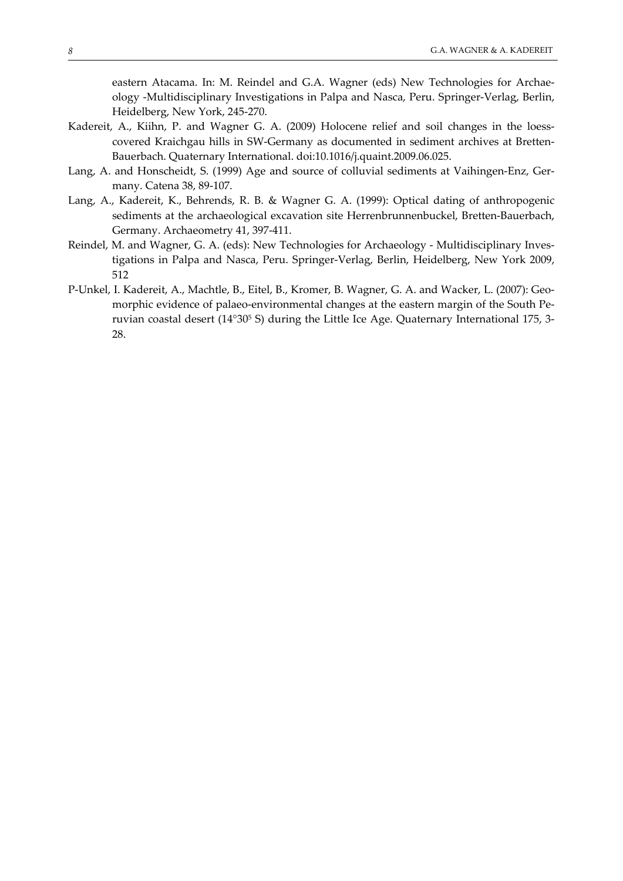eastern Atacama. In: M. Reindel and G.A. Wagner (eds) New Technologies for Archaeology -Multidisciplinary Investigations in Palpa and Nasca, Peru. Springer-Verlag, Berlin, Heidelberg, New York, 245-270.

Kadereit, A., Kiihn, P. and Wagner G. A. (2009) Holocene relief and soil changes in the loess-covered Kraichgau hills in SW-Germany as documented in sediment archives at Bretten-Bauerbach. Quaternary International. doi:10.1016/j.quaint.2009.06.025.

Lang, A. and Honscheidt, S. (1999) Age and source of colluvial sediments at Vaihingen-Enz, Germany. Catena 38, 89-107.

Lang, A., Kadereit, K., Behrends, R. B. & Wagner G. A. (1999): Optical dating of anthropogenic sediments at the archaeological excavation site Herrenbrunnenbuckel, Bretten-Bauerbach, Germany. Archaeometry 41, 397-411.

Reindel, M. and Wagner, G. A. (eds): New Technologies for Archaeology - Multidisciplinary Investigations in Palpa and Nasca, Peru. Springer-Verlag, Berlin, Heidelberg, New York 2009, 512

P-Unkel, I. Kadereit, A., Machtle, B., Eitel, B., Kromer, B. Wagner, G. A. and Wacker, L. (2007): Geomorphic evidence of palaeo-environmental changes at the eastern margin of the South Peruvian coastal desert (14°30[5] S) during the Little Ice Age. Quaternary International 175, 3-28.